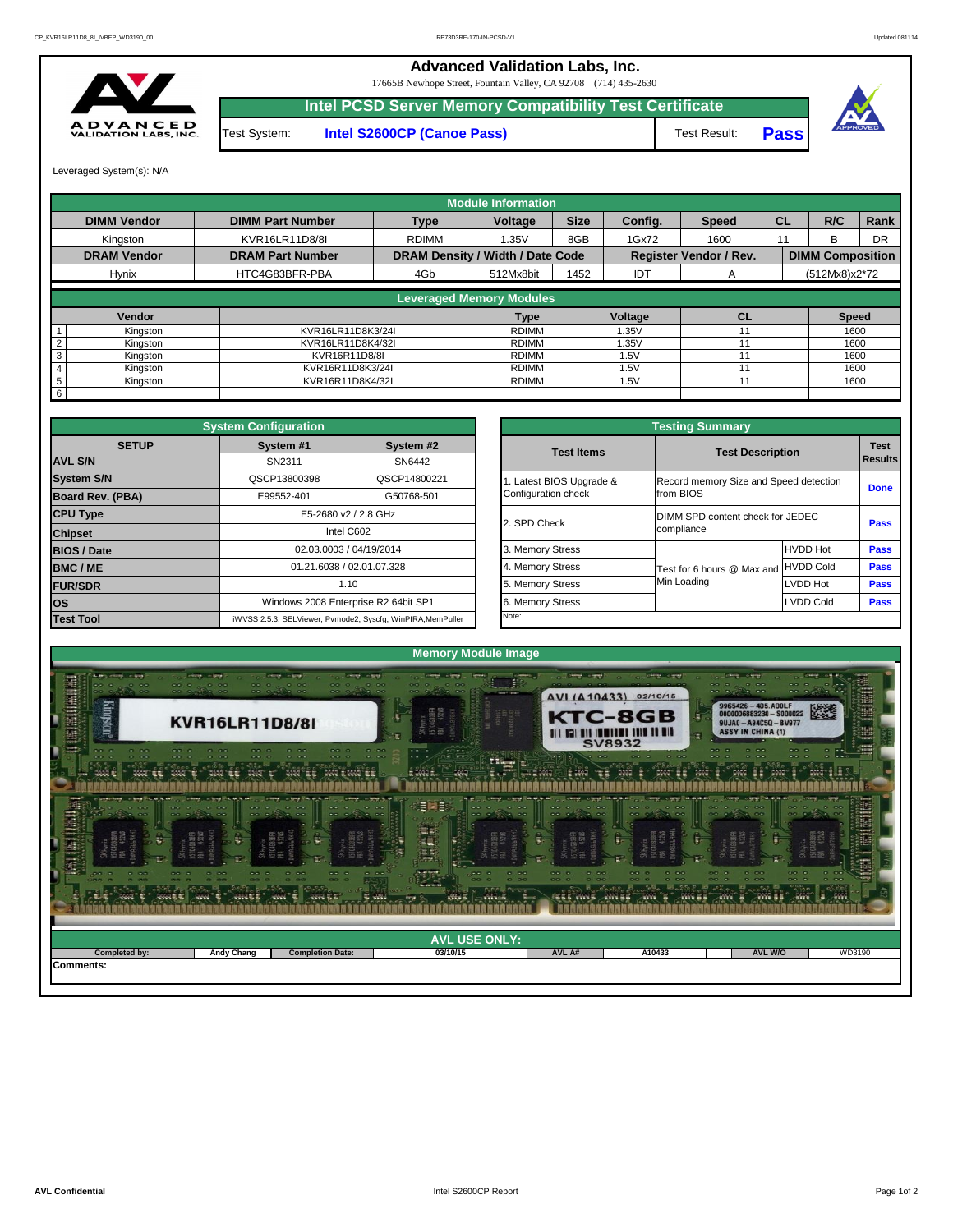# Advanced Validation Labs, Inc.

17665B Newhope Street, Fountain Valley, CA 92708 (714) 435-2630

## Intel PCSD Server Memory Compatibility Test Certificate

Test System: **Intel S2600CP (Canoe Pass)** Test Result: **Pass**

Leveraged System(s): N/A

### Module Information

| DIMM Vendor | DIMM Part Number | Type | Voltage | Size | Config. | Speed | CL | R/C | Rank |
|---|---|---|---|---|---|---|---|---|---|
| Kingston | KVR16LR11D8/8I | RDIMM | 1.35V | 8GB | 1Gx72 | 1600 | 11 | B | DR |
| **DRAM Vendor** | **DRAM Part Number** | **DRAM Density / Width / Date Code** | | | **Register Vendor / Rev.** | | **DIMM Composition** | | |
| Hynix | HTC4G83BFR-PBA | 4Gb | 512Mx8bit | 1452 | IDT | A | (512Mx8)x2*72 | | |

### Leveraged Memory Modules

| | Vendor | | Type | Voltage | CL | Speed |
|---|---|---|---|---|---|---|
| 1 | Kingston | KVR16LR11D8K3/24I | RDIMM | 1.35V | 11 | 1600 |
| 2 | Kingston | KVR16LR11D8K4/32I | RDIMM | 1.35V | 11 | 1600 |
| 3 | Kingston | KVR16R11D8/8I | RDIMM | 1.5V | 11 | 1600 |
| 4 | Kingston | KVR16R11D8K3/24I | RDIMM | 1.5V | 11 | 1600 |
| 5 | Kingston | KVR16R11D8K4/32I | RDIMM | 1.5V | 11 | 1600 |
| 6 | | | | | | |

### System Configuration

| SETUP | System #1 | System #2 |
|---|---|---|
| AVL S/N | SN2311 | SN6442 |
| System S/N | QSCP13800398 | QSCP14800221 |
| Board Rev. (PBA) | E99552-401 | G50768-501 |
| CPU Type | E5-2680 v2 / 2.8 GHz | |
| Chipset | Intel C602 | |
| BIOS / Date | 02.03.0003 / 04/19/2014 | |
| BMC / ME | 01.21.6038 / 02.01.07.328 | |
| FUR/SDR | 1.10 | |
| OS | Windows 2008 Enterprise R2 64bit SP1 | |
| Test Tool | iWVSS 2.5.3, SELViewer, Pvmode2, Syscfg, WinPIRA,MemPuller | |

### Testing Summary

| Test Items | Test Description | | Test Results |
|---|---|---|---|
| 1. Latest BIOS Upgrade & Configuration check | Record memory Size and Speed detection from BIOS | | **Done** |
| 2. SPD Check | DIMM SPD content check for JEDEC compliance | | **Pass** |
| 3. Memory Stress | Test for 6 hours @ Max and Min Loading | HVDD Hot | **Pass** |
| 4. Memory Stress | | HVDD Cold | **Pass** |
| 5. Memory Stress | | LVDD Hot | **Pass** |
| 6. Memory Stress | | LVDD Cold | **Pass** |
| Note: | | | |

### Memory Module Image

### AVL USE ONLY:

| Completed by: | Andy Chang | Completion Date: | 03/10/15 | AVL A# | A10433 | AVL W/O | WD3190 |
|---|---|---|---|---|---|---|---|

**Comments:**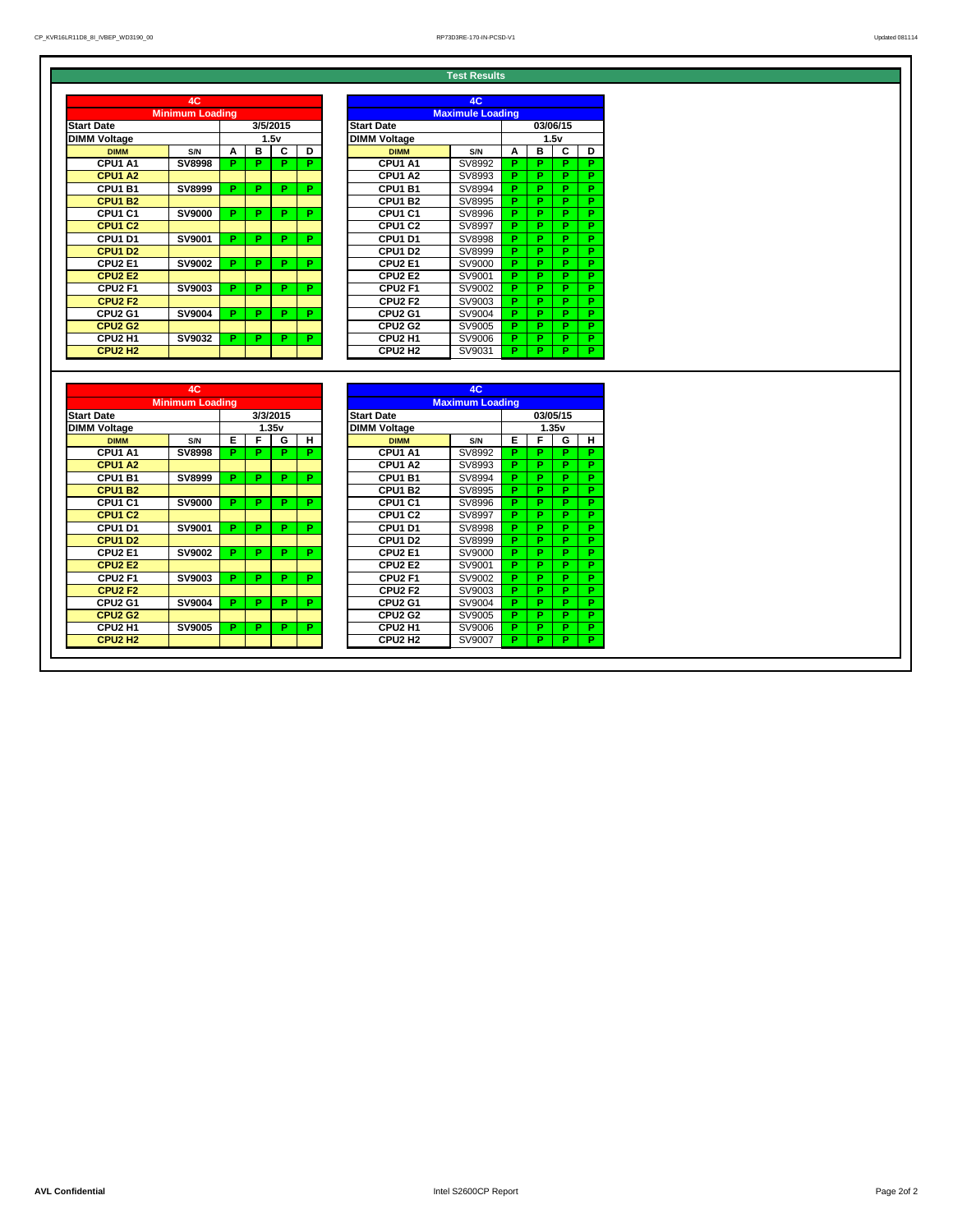## Test Results

| 4C | | | | | |
|---|---|---|---|---|---|
| Minimum Loading | | | | | |
| Start Date | | 3/5/2015 | | | |
| DIMM Voltage | | 1.5v | | | |
| DIMM | S/N | A | B | C | D |
| CPU1 A1 | SV8998 | P | P | P | P |
| CPU1 A2 | | | | | |
| CPU1 B1 | SV8999 | P | P | P | P |
| CPU1 B2 | | | | | |
| CPU1 C1 | SV9000 | P | P | P | P |
| CPU1 C2 | | | | | |
| CPU1 D1 | SV9001 | P | P | P | P |
| CPU1 D2 | | | | | |
| CPU2 E1 | SV9002 | P | P | P | P |
| CPU2 E2 | | | | | |
| CPU2 F1 | SV9003 | P | P | P | P |
| CPU2 F2 | | | | | |
| CPU2 G1 | SV9004 | P | P | P | P |
| CPU2 G2 | | | | | |
| CPU2 H1 | SV9032 | P | P | P | P |
| CPU2 H2 | | | | | |

| 4C | | | | | |
|---|---|---|---|---|---|
| Maximule Loading | | | | | |
| Start Date | | 03/06/15 | | | |
| DIMM Voltage | | 1.5v | | | |
| DIMM | S/N | A | B | C | D |
| CPU1 A1 | SV8992 | P | P | P | P |
| CPU1 A2 | SV8993 | P | P | P | P |
| CPU1 B1 | SV8994 | P | P | P | P |
| CPU1 B2 | SV8995 | P | P | P | P |
| CPU1 C1 | SV8996 | P | P | P | P |
| CPU1 C2 | SV8997 | P | P | P | P |
| CPU1 D1 | SV8998 | P | P | P | P |
| CPU1 D2 | SV8999 | P | P | P | P |
| CPU2 E1 | SV9000 | P | P | P | P |
| CPU2 E2 | SV9001 | P | P | P | P |
| CPU2 F1 | SV9002 | P | P | P | P |
| CPU2 F2 | SV9003 | P | P | P | P |
| CPU2 G1 | SV9004 | P | P | P | P |
| CPU2 G2 | SV9005 | P | P | P | P |
| CPU2 H1 | SV9006 | P | P | P | P |
| CPU2 H2 | SV9031 | P | P | P | P |

| 4C | | | | | |
|---|---|---|---|---|---|
| Minimum Loading | | | | | |
| Start Date | | 3/3/2015 | | | |
| DIMM Voltage | | 1.35v | | | |
| DIMM | S/N | E | F | G | H |
| CPU1 A1 | SV8998 | P | P | P | P |
| CPU1 A2 | | | | | |
| CPU1 B1 | SV8999 | P | P | P | P |
| CPU1 B2 | | | | | |
| CPU1 C1 | SV9000 | P | P | P | P |
| CPU1 C2 | | | | | |
| CPU1 D1 | SV9001 | P | P | P | P |
| CPU1 D2 | | | | | |
| CPU2 E1 | SV9002 | P | P | P | P |
| CPU2 E2 | | | | | |
| CPU2 F1 | SV9003 | P | P | P | P |
| CPU2 F2 | | | | | |
| CPU2 G1 | SV9004 | P | P | P | P |
| CPU2 G2 | | | | | |
| CPU2 H1 | SV9005 | P | P | P | P |
| CPU2 H2 | | | | | |

| 4C | | | | | |
|---|---|---|---|---|---|
| Maximum Loading | | | | | |
| Start Date | | 03/05/15 | | | |
| DIMM Voltage | | 1.35v | | | |
| DIMM | S/N | E | F | G | H |
| CPU1 A1 | SV8992 | P | P | P | P |
| CPU1 A2 | SV8993 | P | P | P | P |
| CPU1 B1 | SV8994 | P | P | P | P |
| CPU1 B2 | SV8995 | P | P | P | P |
| CPU1 C1 | SV8996 | P | P | P | P |
| CPU1 C2 | SV8997 | P | P | P | P |
| CPU1 D1 | SV8998 | P | P | P | P |
| CPU1 D2 | SV8999 | P | P | P | P |
| CPU2 E1 | SV9000 | P | P | P | P |
| CPU2 E2 | SV9001 | P | P | P | P |
| CPU2 F1 | SV9002 | P | P | P | P |
| CPU2 F2 | SV9003 | P | P | P | P |
| CPU2 G1 | SV9004 | P | P | P | P |
| CPU2 G2 | SV9005 | P | P | P | P |
| CPU2 H1 | SV9006 | P | P | P | P |
| CPU2 H2 | SV9007 | P | P | P | P |